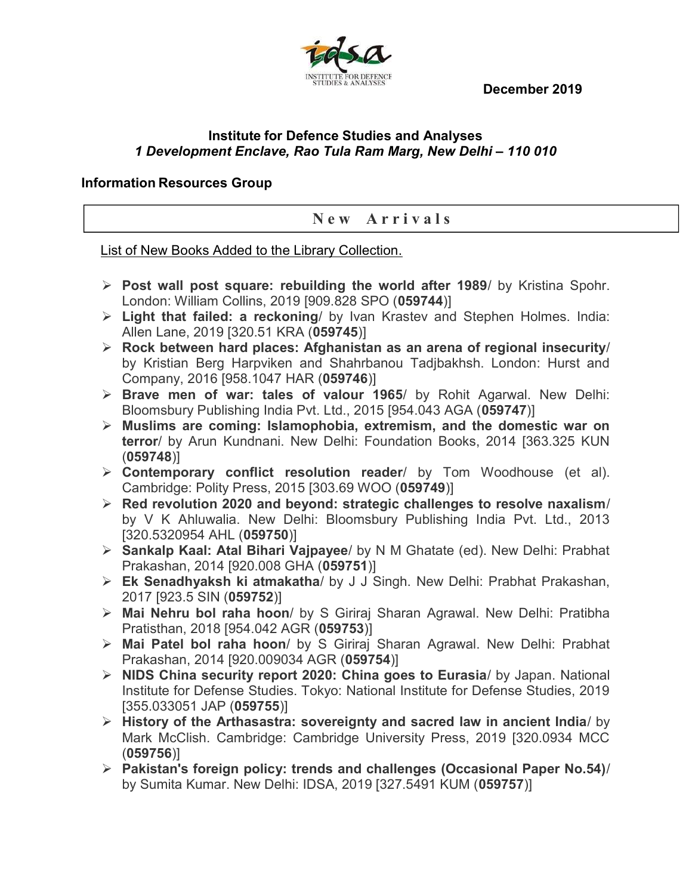December 2019

**Institute for Defence Studies and Analyses**
***1 Development Enclave, Rao Tula Ram Marg, New Delhi – 110 010***

**Information Resources Group**

## New Arrivals

List of New Books Added to the Library Collection.

- **Post wall post square: rebuilding the world after 1989**/ by Kristina Spohr. London: William Collins, 2019 [909.828 SPO (**059744**)]
- **Light that failed: a reckoning**/ by Ivan Krastev and Stephen Holmes. India: Allen Lane, 2019 [320.51 KRA (**059745**)]
- **Rock between hard places: Afghanistan as an arena of regional insecurity**/ by Kristian Berg Harpviken and Shahrbanou Tadjbakhsh. London: Hurst and Company, 2016 [958.1047 HAR (**059746**)]
- **Brave men of war: tales of valour 1965**/ by Rohit Agarwal. New Delhi: Bloomsbury Publishing India Pvt. Ltd., 2015 [954.043 AGA (**059747**)]
- **Muslims are coming: Islamophobia, extremism, and the domestic war on terror**/ by Arun Kundnani. New Delhi: Foundation Books, 2014 [363.325 KUN (**059748**)]
- **Contemporary conflict resolution reader**/ by Tom Woodhouse (et al). Cambridge: Polity Press, 2015 [303.69 WOO (**059749**)]
- **Red revolution 2020 and beyond: strategic challenges to resolve naxalism**/ by V K Ahluwalia. New Delhi: Bloomsbury Publishing India Pvt. Ltd., 2013 [320.5320954 AHL (**059750**)]
- **Sankalp Kaal: Atal Bihari Vajpayee**/ by N M Ghatate (ed). New Delhi: Prabhat Prakashan, 2014 [920.008 GHA (**059751**)]
- **Ek Senadhyaksh ki atmakatha**/ by J J Singh. New Delhi: Prabhat Prakashan, 2017 [923.5 SIN (**059752**)]
- **Mai Nehru bol raha hoon**/ by S Giriraj Sharan Agrawal. New Delhi: Pratibha Pratisthan, 2018 [954.042 AGR (**059753**)]
- **Mai Patel bol raha hoon**/ by S Giriraj Sharan Agrawal. New Delhi: Prabhat Prakashan, 2014 [920.009034 AGR (**059754**)]
- **NIDS China security report 2020: China goes to Eurasia**/ by Japan. National Institute for Defense Studies. Tokyo: National Institute for Defense Studies, 2019 [355.033051 JAP (**059755**)]
- **History of the Arthasastra: sovereignty and sacred law in ancient India**/ by Mark McClish. Cambridge: Cambridge University Press, 2019 [320.0934 MCC (**059756**)]
- **Pakistan's foreign policy: trends and challenges (Occasional Paper No.54)**/ by Sumita Kumar. New Delhi: IDSA, 2019 [327.5491 KUM (**059757**)]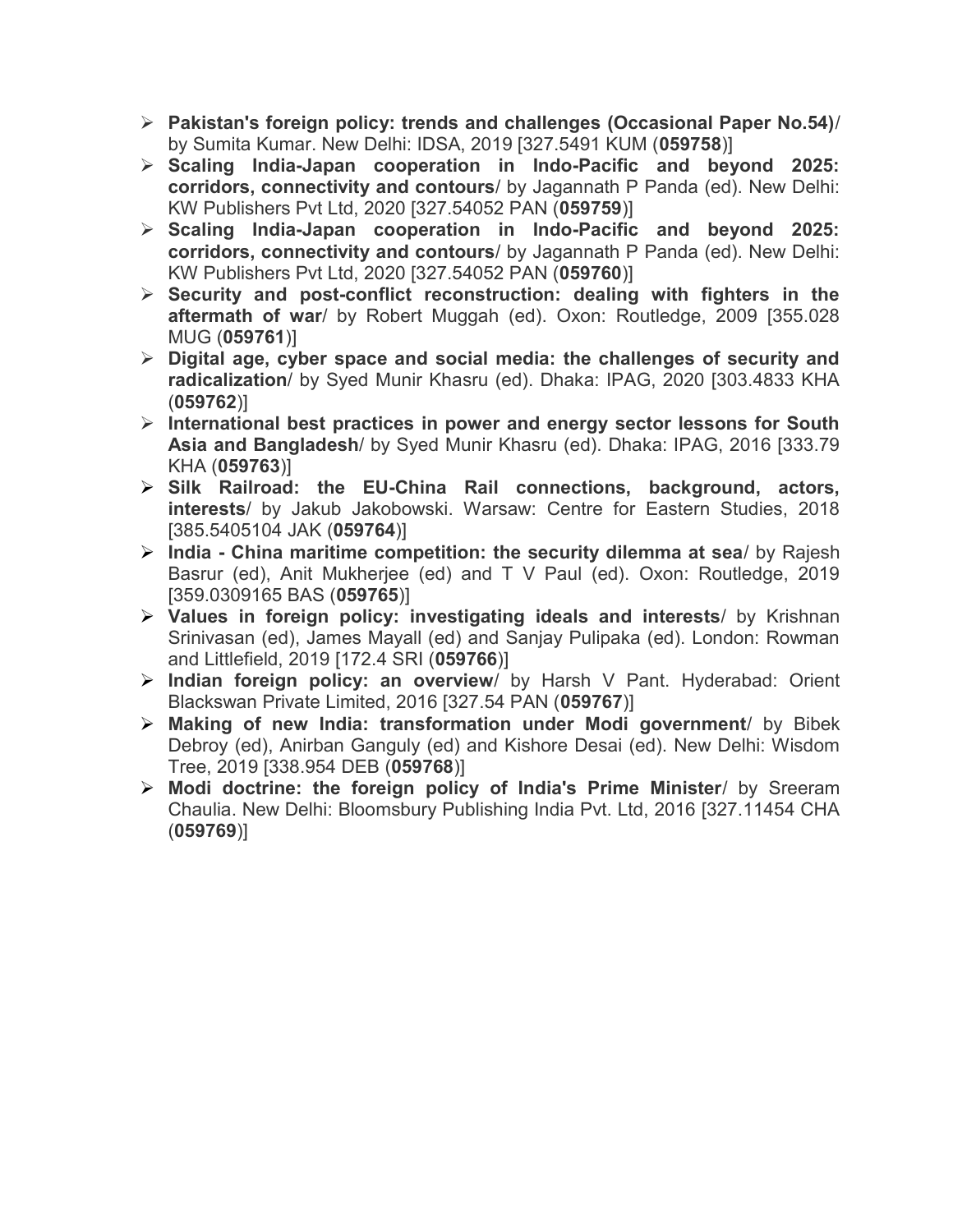- **Pakistan's foreign policy: trends and challenges (Occasional Paper No.54)**/ by Sumita Kumar. New Delhi: IDSA, 2019 [327.5491 KUM (**059758**)]
- **Scaling India-Japan cooperation in Indo-Pacific and beyond 2025: corridors, connectivity and contours**/ by Jagannath P Panda (ed). New Delhi: KW Publishers Pvt Ltd, 2020 [327.54052 PAN (**059759**)]
- **Scaling India-Japan cooperation in Indo-Pacific and beyond 2025: corridors, connectivity and contours**/ by Jagannath P Panda (ed). New Delhi: KW Publishers Pvt Ltd, 2020 [327.54052 PAN (**059760**)]
- **Security and post-conflict reconstruction: dealing with fighters in the aftermath of war**/ by Robert Muggah (ed). Oxon: Routledge, 2009 [355.028 MUG (**059761**)]
- **Digital age, cyber space and social media: the challenges of security and radicalization**/ by Syed Munir Khasru (ed). Dhaka: IPAG, 2020 [303.4833 KHA (**059762**)]
- **International best practices in power and energy sector lessons for South Asia and Bangladesh**/ by Syed Munir Khasru (ed). Dhaka: IPAG, 2016 [333.79 KHA (**059763**)]
- **Silk Railroad: the EU-China Rail connections, background, actors, interests**/ by Jakub Jakobowski. Warsaw: Centre for Eastern Studies, 2018 [385.5405104 JAK (**059764**)]
- **India - China maritime competition: the security dilemma at sea**/ by Rajesh Basrur (ed), Anit Mukherjee (ed) and T V Paul (ed). Oxon: Routledge, 2019 [359.0309165 BAS (**059765**)]
- **Values in foreign policy: investigating ideals and interests**/ by Krishnan Srinivasan (ed), James Mayall (ed) and Sanjay Pulipaka (ed). London: Rowman and Littlefield, 2019 [172.4 SRI (**059766**)]
- **Indian foreign policy: an overview**/ by Harsh V Pant. Hyderabad: Orient Blackswan Private Limited, 2016 [327.54 PAN (**059767**)]
- **Making of new India: transformation under Modi government**/ by Bibek Debroy (ed), Anirban Ganguly (ed) and Kishore Desai (ed). New Delhi: Wisdom Tree, 2019 [338.954 DEB (**059768**)]
- **Modi doctrine: the foreign policy of India's Prime Minister**/ by Sreeram Chaulia. New Delhi: Bloomsbury Publishing India Pvt. Ltd, 2016 [327.11454 CHA (**059769**)]